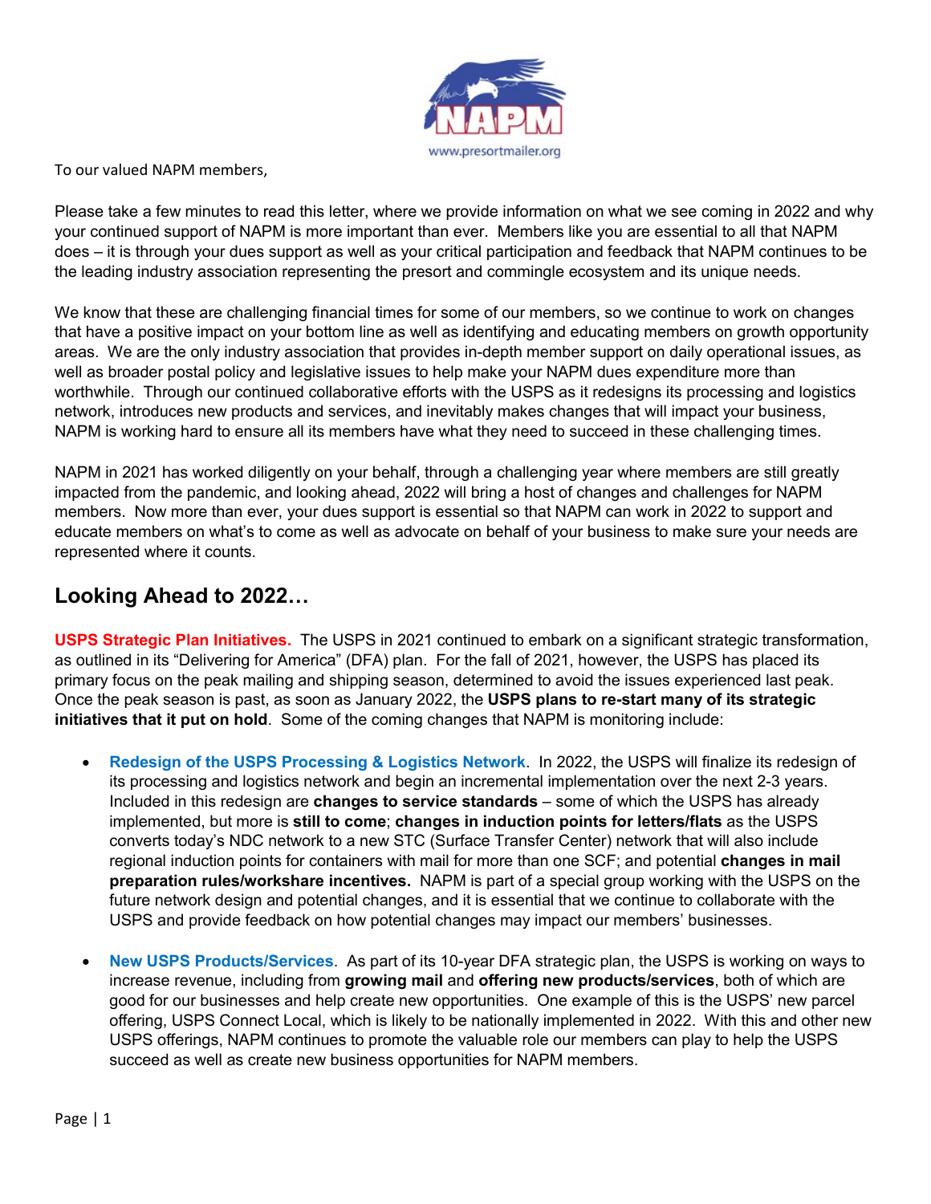To our valued NAPM members,

Please take a few minutes to read this letter, where we provide information on what we see coming in 2022 and why your continued support of NAPM is more important than ever. Members like you are essential to all that NAPM does – it is through your dues support as well as your critical participation and feedback that NAPM continues to be the leading industry association representing the presort and commingle ecosystem and its unique needs.

We know that these are challenging financial times for some of our members, so we continue to work on changes that have a positive impact on your bottom line as well as identifying and educating members on growth opportunity areas. We are the only industry association that provides in-depth member support on daily operational issues, as well as broader postal policy and legislative issues to help make your NAPM dues expenditure more than worthwhile. Through our continued collaborative efforts with the USPS as it redesigns its processing and logistics network, introduces new products and services, and inevitably makes changes that will impact your business, NAPM is working hard to ensure all its members have what they need to succeed in these challenging times.

NAPM in 2021 has worked diligently on your behalf, through a challenging year where members are still greatly impacted from the pandemic, and looking ahead, 2022 will bring a host of changes and challenges for NAPM members. Now more than ever, your dues support is essential so that NAPM can work in 2022 to support and educate members on what's to come as well as advocate on behalf of your business to make sure your needs are represented where it counts.

## Looking Ahead to 2022…

**USPS Strategic Plan Initiatives.** The USPS in 2021 continued to embark on a significant strategic transformation, as outlined in its "Delivering for America" (DFA) plan. For the fall of 2021, however, the USPS has placed its primary focus on the peak mailing and shipping season, determined to avoid the issues experienced last peak. Once the peak season is past, as soon as January 2022, the **USPS plans to re-start many of its strategic initiatives that it put on hold**. Some of the coming changes that NAPM is monitoring include:

- **Redesign of the USPS Processing & Logistics Network**. In 2022, the USPS will finalize its redesign of its processing and logistics network and begin an incremental implementation over the next 2-3 years. Included in this redesign are **changes to service standards** – some of which the USPS has already implemented, but more is **still to come**; **changes in induction points for letters/flats** as the USPS converts today's NDC network to a new STC (Surface Transfer Center) network that will also include regional induction points for containers with mail for more than one SCF; and potential **changes in mail preparation rules/workshare incentives.** NAPM is part of a special group working with the USPS on the future network design and potential changes, and it is essential that we continue to collaborate with the USPS and provide feedback on how potential changes may impact our members' businesses.

- **New USPS Products/Services**. As part of its 10-year DFA strategic plan, the USPS is working on ways to increase revenue, including from **growing mail** and **offering new products/services**, both of which are good for our businesses and help create new opportunities. One example of this is the USPS' new parcel offering, USPS Connect Local, which is likely to be nationally implemented in 2022. With this and other new USPS offerings, NAPM continues to promote the valuable role our members can play to help the USPS succeed as well as create new business opportunities for NAPM members.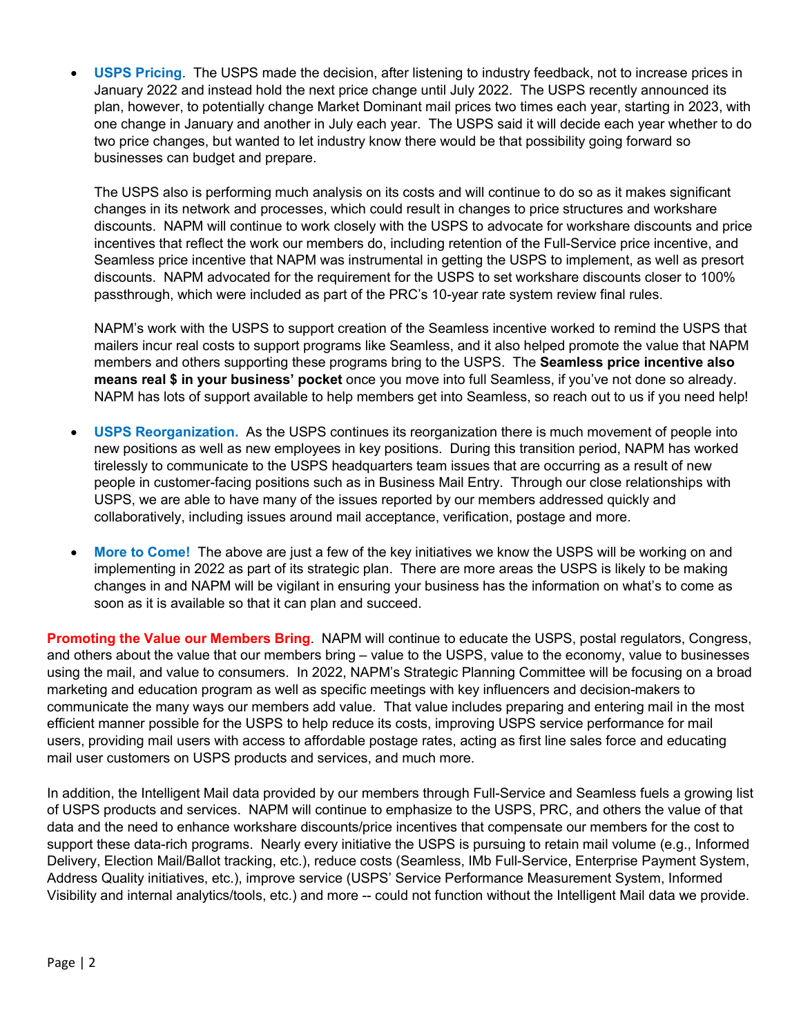- **USPS Pricing**. The USPS made the decision, after listening to industry feedback, not to increase prices in January 2022 and instead hold the next price change until July 2022. The USPS recently announced its plan, however, to potentially change Market Dominant mail prices two times each year, starting in 2023, with one change in January and another in July each year. The USPS said it will decide each year whether to do two price changes, but wanted to let industry know there would be that possibility going forward so businesses can budget and prepare.

  The USPS also is performing much analysis on its costs and will continue to do so as it makes significant changes in its network and processes, which could result in changes to price structures and workshare discounts. NAPM will continue to work closely with the USPS to advocate for workshare discounts and price incentives that reflect the work our members do, including retention of the Full-Service price incentive, and Seamless price incentive that NAPM was instrumental in getting the USPS to implement, as well as presort discounts. NAPM advocated for the requirement for the USPS to set workshare discounts closer to 100% passthrough, which were included as part of the PRC's 10-year rate system review final rules.

  NAPM's work with the USPS to support creation of the Seamless incentive worked to remind the USPS that mailers incur real costs to support programs like Seamless, and it also helped promote the value that NAPM members and others supporting these programs bring to the USPS. The **Seamless price incentive also means real $ in your business' pocket** once you move into full Seamless, if you've not done so already. NAPM has lots of support available to help members get into Seamless, so reach out to us if you need help!

- **USPS Reorganization.** As the USPS continues its reorganization there is much movement of people into new positions as well as new employees in key positions. During this transition period, NAPM has worked tirelessly to communicate to the USPS headquarters team issues that are occurring as a result of new people in customer-facing positions such as in Business Mail Entry. Through our close relationships with USPS, we are able to have many of the issues reported by our members addressed quickly and collaboratively, including issues around mail acceptance, verification, postage and more.

- **More to Come!** The above are just a few of the key initiatives we know the USPS will be working on and implementing in 2022 as part of its strategic plan. There are more areas the USPS is likely to be making changes in and NAPM will be vigilant in ensuring your business has the information on what's to come as soon as it is available so that it can plan and succeed.

**Promoting the Value our Members Bring**. NAPM will continue to educate the USPS, postal regulators, Congress, and others about the value that our members bring – value to the USPS, value to the economy, value to businesses using the mail, and value to consumers. In 2022, NAPM's Strategic Planning Committee will be focusing on a broad marketing and education program as well as specific meetings with key influencers and decision-makers to communicate the many ways our members add value. That value includes preparing and entering mail in the most efficient manner possible for the USPS to help reduce its costs, improving USPS service performance for mail users, providing mail users with access to affordable postage rates, acting as first line sales force and educating mail user customers on USPS products and services, and much more.

In addition, the Intelligent Mail data provided by our members through Full-Service and Seamless fuels a growing list of USPS products and services. NAPM will continue to emphasize to the USPS, PRC, and others the value of that data and the need to enhance workshare discounts/price incentives that compensate our members for the cost to support these data-rich programs. Nearly every initiative the USPS is pursuing to retain mail volume (e.g., Informed Delivery, Election Mail/Ballot tracking, etc.), reduce costs (Seamless, IMb Full-Service, Enterprise Payment System, Address Quality initiatives, etc.), improve service (USPS' Service Performance Measurement System, Informed Visibility and internal analytics/tools, etc.) and more -- could not function without the Intelligent Mail data we provide.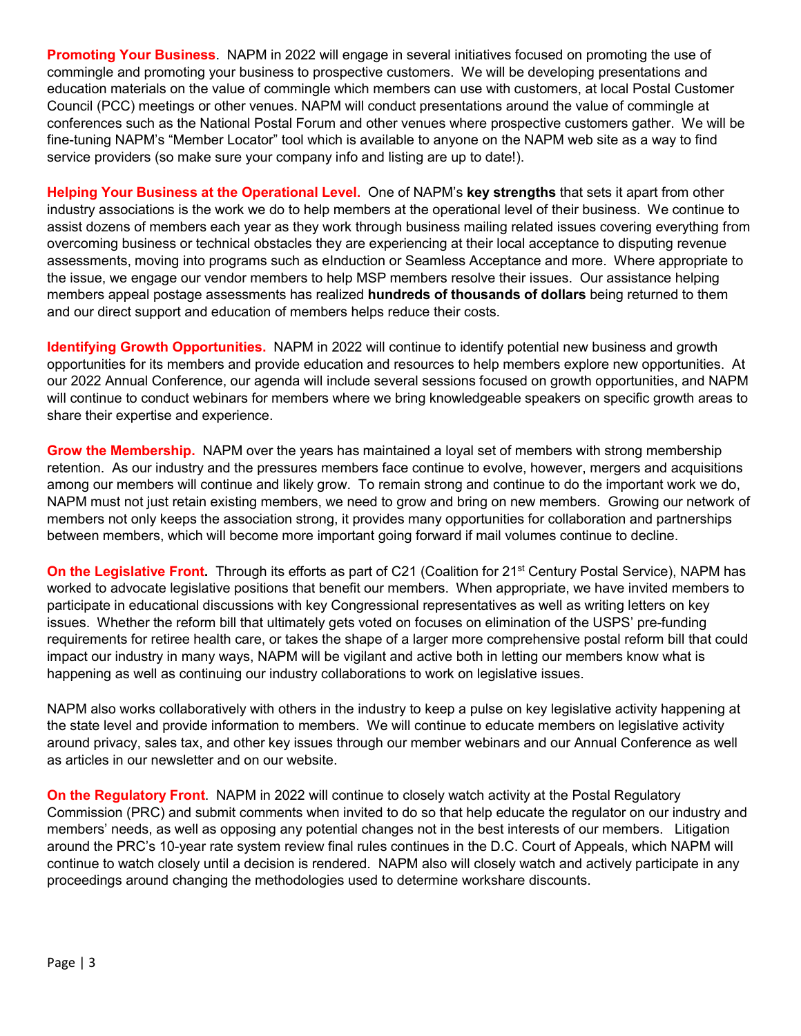**Promoting Your Business**. NAPM in 2022 will engage in several initiatives focused on promoting the use of commingle and promoting your business to prospective customers. We will be developing presentations and education materials on the value of commingle which members can use with customers, at local Postal Customer Council (PCC) meetings or other venues. NAPM will conduct presentations around the value of commingle at conferences such as the National Postal Forum and other venues where prospective customers gather. We will be fine-tuning NAPM's "Member Locator" tool which is available to anyone on the NAPM web site as a way to find service providers (so make sure your company info and listing are up to date!).

**Helping Your Business at the Operational Level.** One of NAPM's **key strengths** that sets it apart from other industry associations is the work we do to help members at the operational level of their business. We continue to assist dozens of members each year as they work through business mailing related issues covering everything from overcoming business or technical obstacles they are experiencing at their local acceptance to disputing revenue assessments, moving into programs such as eInduction or Seamless Acceptance and more. Where appropriate to the issue, we engage our vendor members to help MSP members resolve their issues. Our assistance helping members appeal postage assessments has realized **hundreds of thousands of dollars** being returned to them and our direct support and education of members helps reduce their costs.

**Identifying Growth Opportunities.** NAPM in 2022 will continue to identify potential new business and growth opportunities for its members and provide education and resources to help members explore new opportunities. At our 2022 Annual Conference, our agenda will include several sessions focused on growth opportunities, and NAPM will continue to conduct webinars for members where we bring knowledgeable speakers on specific growth areas to share their expertise and experience.

**Grow the Membership.** NAPM over the years has maintained a loyal set of members with strong membership retention. As our industry and the pressures members face continue to evolve, however, mergers and acquisitions among our members will continue and likely grow. To remain strong and continue to do the important work we do, NAPM must not just retain existing members, we need to grow and bring on new members. Growing our network of members not only keeps the association strong, it provides many opportunities for collaboration and partnerships between members, which will become more important going forward if mail volumes continue to decline.

**On the Legislative Front.** Through its efforts as part of C21 (Coalition for 21st Century Postal Service), NAPM has worked to advocate legislative positions that benefit our members. When appropriate, we have invited members to participate in educational discussions with key Congressional representatives as well as writing letters on key issues. Whether the reform bill that ultimately gets voted on focuses on elimination of the USPS' pre-funding requirements for retiree health care, or takes the shape of a larger more comprehensive postal reform bill that could impact our industry in many ways, NAPM will be vigilant and active both in letting our members know what is happening as well as continuing our industry collaborations to work on legislative issues.

NAPM also works collaboratively with others in the industry to keep a pulse on key legislative activity happening at the state level and provide information to members. We will continue to educate members on legislative activity around privacy, sales tax, and other key issues through our member webinars and our Annual Conference as well as articles in our newsletter and on our website.

**On the Regulatory Front**. NAPM in 2022 will continue to closely watch activity at the Postal Regulatory Commission (PRC) and submit comments when invited to do so that help educate the regulator on our industry and members' needs, as well as opposing any potential changes not in the best interests of our members. Litigation around the PRC's 10-year rate system review final rules continues in the D.C. Court of Appeals, which NAPM will continue to watch closely until a decision is rendered. NAPM also will closely watch and actively participate in any proceedings around changing the methodologies used to determine workshare discounts.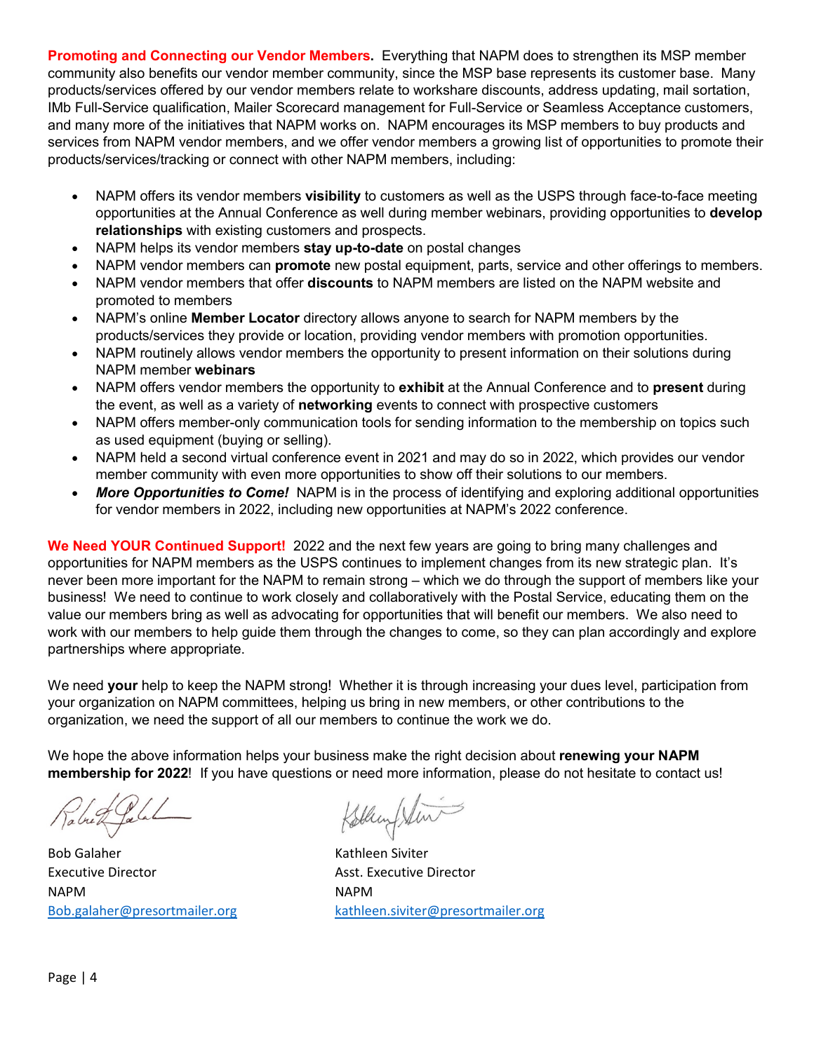**Promoting and Connecting our Vendor Members.** Everything that NAPM does to strengthen its MSP member community also benefits our vendor member community, since the MSP base represents its customer base. Many products/services offered by our vendor members relate to workshare discounts, address updating, mail sortation, IMb Full-Service qualification, Mailer Scorecard management for Full-Service or Seamless Acceptance customers, and many more of the initiatives that NAPM works on. NAPM encourages its MSP members to buy products and services from NAPM vendor members, and we offer vendor members a growing list of opportunities to promote their products/services/tracking or connect with other NAPM members, including:

- NAPM offers its vendor members **visibility** to customers as well as the USPS through face-to-face meeting opportunities at the Annual Conference as well during member webinars, providing opportunities to **develop relationships** with existing customers and prospects.
- NAPM helps its vendor members **stay up-to-date** on postal changes
- NAPM vendor members can **promote** new postal equipment, parts, service and other offerings to members.
- NAPM vendor members that offer **discounts** to NAPM members are listed on the NAPM website and promoted to members
- NAPM's online **Member Locator** directory allows anyone to search for NAPM members by the products/services they provide or location, providing vendor members with promotion opportunities.
- NAPM routinely allows vendor members the opportunity to present information on their solutions during NAPM member **webinars**
- NAPM offers vendor members the opportunity to **exhibit** at the Annual Conference and to **present** during the event, as well as a variety of **networking** events to connect with prospective customers
- NAPM offers member-only communication tools for sending information to the membership on topics such as used equipment (buying or selling).
- NAPM held a second virtual conference event in 2021 and may do so in 2022, which provides our vendor member community with even more opportunities to show off their solutions to our members.
- ***More Opportunities to Come!*** NAPM is in the process of identifying and exploring additional opportunities for vendor members in 2022, including new opportunities at NAPM's 2022 conference.

**We Need YOUR Continued Support!** 2022 and the next few years are going to bring many challenges and opportunities for NAPM members as the USPS continues to implement changes from its new strategic plan. It's never been more important for the NAPM to remain strong – which we do through the support of members like your business! We need to continue to work closely and collaboratively with the Postal Service, educating them on the value our members bring as well as advocating for opportunities that will benefit our members. We also need to work with our members to help guide them through the changes to come, so they can plan accordingly and explore partnerships where appropriate.

We need **your** help to keep the NAPM strong! Whether it is through increasing your dues level, participation from your organization on NAPM committees, helping us bring in new members, or other contributions to the organization, we need the support of all our members to continue the work we do.

We hope the above information helps your business make the right decision about **renewing your NAPM membership for 2022**! If you have questions or need more information, please do not hesitate to contact us!

Bob Galaher
Executive Director
NAPM
Bob.galaher@presortmailer.org

Kathleen Siviter
Asst. Executive Director
NAPM
kathleen.siviter@presortmailer.org